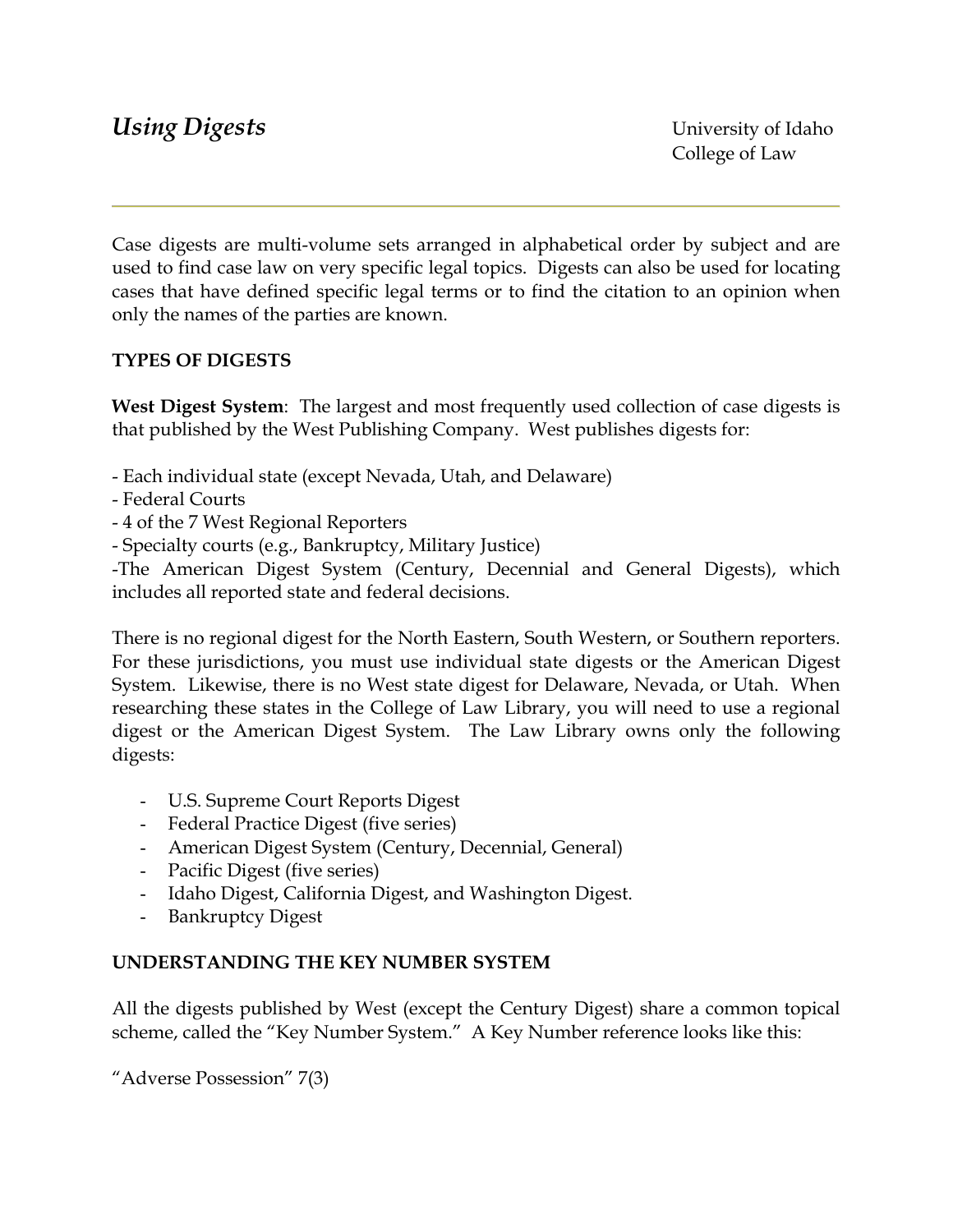# *Using Digests*

University of Idaho
College of Law

---

Case digests are multi-volume sets arranged in alphabetical order by subject and are used to find case law on very specific legal topics. Digests can also be used for locating cases that have defined specific legal terms or to find the citation to an opinion when only the names of the parties are known.

## TYPES OF DIGESTS

**West Digest System**: The largest and most frequently used collection of case digests is that published by the West Publishing Company. West publishes digests for:

- Each individual state (except Nevada, Utah, and Delaware)
- Federal Courts
- 4 of the 7 West Regional Reporters
- Specialty courts (e.g., Bankruptcy, Military Justice)
- The American Digest System (Century, Decennial and General Digests), which includes all reported state and federal decisions.

There is no regional digest for the North Eastern, South Western, or Southern reporters. For these jurisdictions, you must use individual state digests or the American Digest System. Likewise, there is no West state digest for Delaware, Nevada, or Utah. When researching these states in the College of Law Library, you will need to use a regional digest or the American Digest System. The Law Library owns only the following digests:

- U.S. Supreme Court Reports Digest
- Federal Practice Digest (five series)
- American Digest System (Century, Decennial, General)
- Pacific Digest (five series)
- Idaho Digest, California Digest, and Washington Digest.
- Bankruptcy Digest

## UNDERSTANDING THE KEY NUMBER SYSTEM

All the digests published by West (except the Century Digest) share a common topical scheme, called the "Key Number System." A Key Number reference looks like this:

"Adverse Possession" 7(3)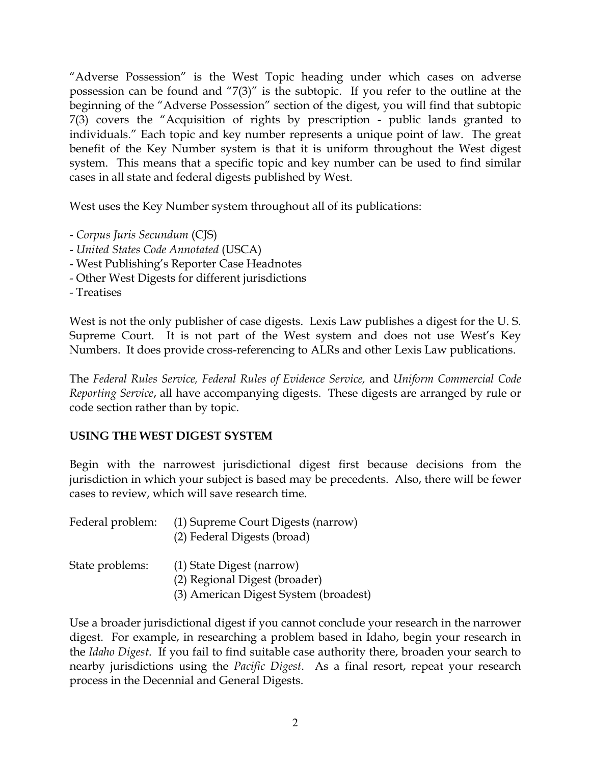"Adverse Possession" is the West Topic heading under which cases on adverse possession can be found and "7(3)" is the subtopic. If you refer to the outline at the beginning of the "Adverse Possession" section of the digest, you will find that subtopic 7(3) covers the "Acquisition of rights by prescription - public lands granted to individuals." Each topic and key number represents a unique point of law. The great benefit of the Key Number system is that it is uniform throughout the West digest system. This means that a specific topic and key number can be used to find similar cases in all state and federal digests published by West.

West uses the Key Number system throughout all of its publications:

- *Corpus Juris Secundum* (CJS)
- *United States Code Annotated* (USCA)
- West Publishing's Reporter Case Headnotes
- Other West Digests for different jurisdictions
- Treatises

West is not the only publisher of case digests. Lexis Law publishes a digest for the U. S. Supreme Court. It is not part of the West system and does not use West's Key Numbers. It does provide cross-referencing to ALRs and other Lexis Law publications.

The *Federal Rules Service, Federal Rules of Evidence Service,* and *Uniform Commercial Code Reporting Service*, all have accompanying digests. These digests are arranged by rule or code section rather than by topic.

**USING THE WEST DIGEST SYSTEM**

Begin with the narrowest jurisdictional digest first because decisions from the jurisdiction in which your subject is based may be precedents. Also, there will be fewer cases to review, which will save research time.

Federal problem:
(1) Supreme Court Digests (narrow)
(2) Federal Digests (broad)

State problems:
(1) State Digest (narrow)
(2) Regional Digest (broader)
(3) American Digest System (broadest)

Use a broader jurisdictional digest if you cannot conclude your research in the narrower digest. For example, in researching a problem based in Idaho, begin your research in the *Idaho Digest*. If you fail to find suitable case authority there, broaden your search to nearby jurisdictions using the *Pacific Digest*. As a final resort, repeat your research process in the Decennial and General Digests.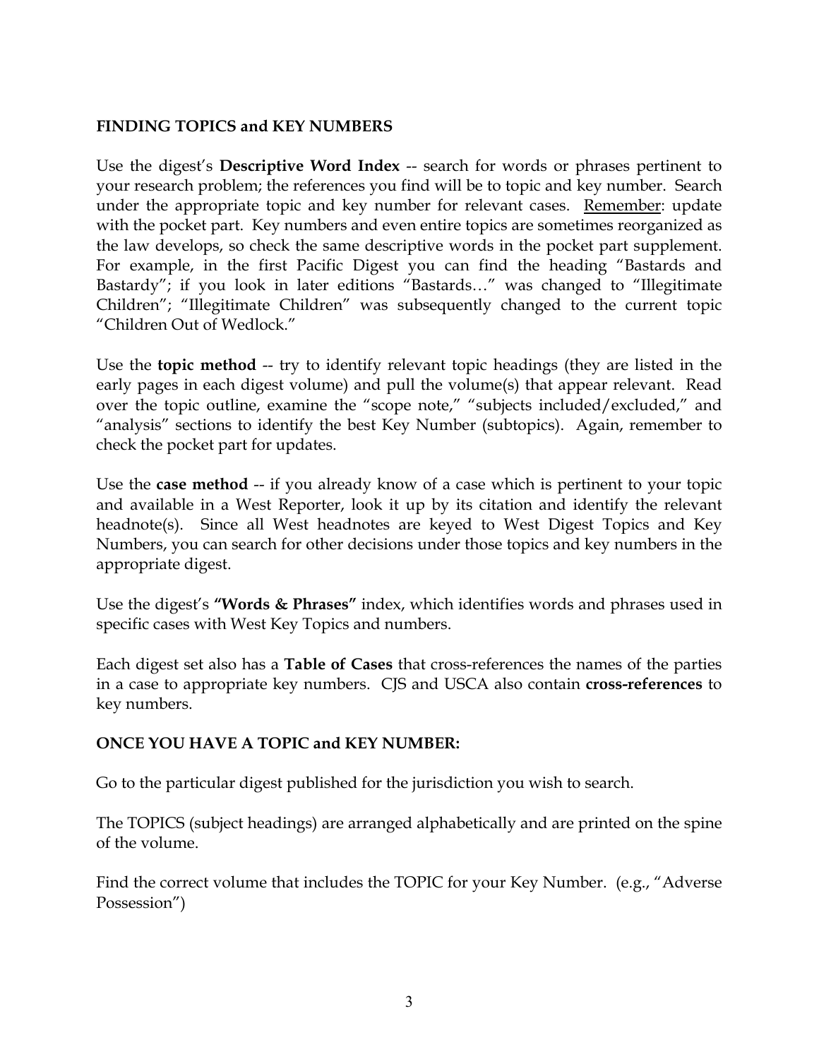**FINDING TOPICS and KEY NUMBERS**

Use the digest's **Descriptive Word Index** -- search for words or phrases pertinent to your research problem; the references you find will be to topic and key number. Search under the appropriate topic and key number for relevant cases. <u>Remember</u>: update with the pocket part. Key numbers and even entire topics are sometimes reorganized as the law develops, so check the same descriptive words in the pocket part supplement. For example, in the first Pacific Digest you can find the heading "Bastards and Bastardy"; if you look in later editions "Bastards…" was changed to "Illegitimate Children"; "Illegitimate Children" was subsequently changed to the current topic "Children Out of Wedlock."

Use the **topic method** -- try to identify relevant topic headings (they are listed in the early pages in each digest volume) and pull the volume(s) that appear relevant. Read over the topic outline, examine the "scope note," "subjects included/excluded," and "analysis" sections to identify the best Key Number (subtopics). Again, remember to check the pocket part for updates.

Use the **case method** -- if you already know of a case which is pertinent to your topic and available in a West Reporter, look it up by its citation and identify the relevant headnote(s). Since all West headnotes are keyed to West Digest Topics and Key Numbers, you can search for other decisions under those topics and key numbers in the appropriate digest.

Use the digest's **"Words & Phrases"** index, which identifies words and phrases used in specific cases with West Key Topics and numbers.

Each digest set also has a **Table of Cases** that cross-references the names of the parties in a case to appropriate key numbers. CJS and USCA also contain **cross-references** to key numbers.

**ONCE YOU HAVE A TOPIC and KEY NUMBER:**

Go to the particular digest published for the jurisdiction you wish to search.

The TOPICS (subject headings) are arranged alphabetically and are printed on the spine of the volume.

Find the correct volume that includes the TOPIC for your Key Number. (e.g., "Adverse Possession")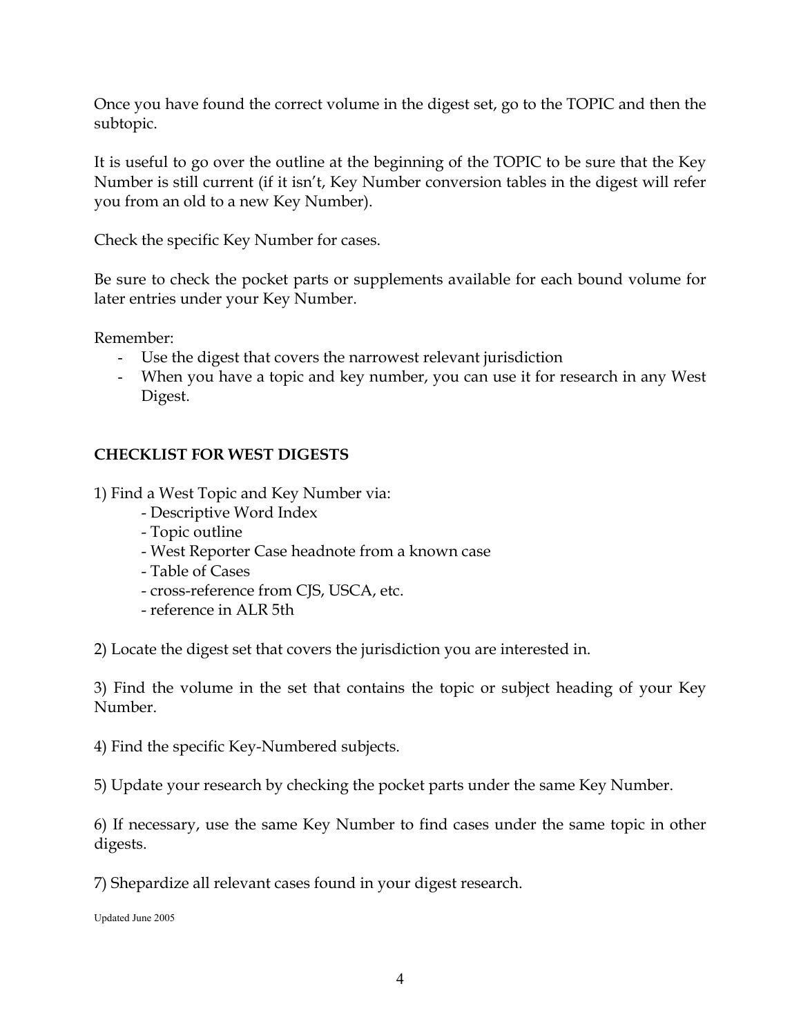Once you have found the correct volume in the digest set, go to the TOPIC and then the subtopic.

It is useful to go over the outline at the beginning of the TOPIC to be sure that the Key Number is still current (if it isn't, Key Number conversion tables in the digest will refer you from an old to a new Key Number).

Check the specific Key Number for cases.

Be sure to check the pocket parts or supplements available for each bound volume for later entries under your Key Number.

Remember:

- Use the digest that covers the narrowest relevant jurisdiction
- When you have a topic and key number, you can use it for research in any West Digest.

## CHECKLIST FOR WEST DIGESTS

1) Find a West Topic and Key Number via:
    - Descriptive Word Index
    - Topic outline
    - West Reporter Case headnote from a known case
    - Table of Cases
    - cross-reference from CJS, USCA, etc.
    - reference in ALR 5th

2) Locate the digest set that covers the jurisdiction you are interested in.

3) Find the volume in the set that contains the topic or subject heading of your Key Number.

4) Find the specific Key-Numbered subjects.

5) Update your research by checking the pocket parts under the same Key Number.

6) If necessary, use the same Key Number to find cases under the same topic in other digests.

7) Shepardize all relevant cases found in your digest research.

Updated June 2005